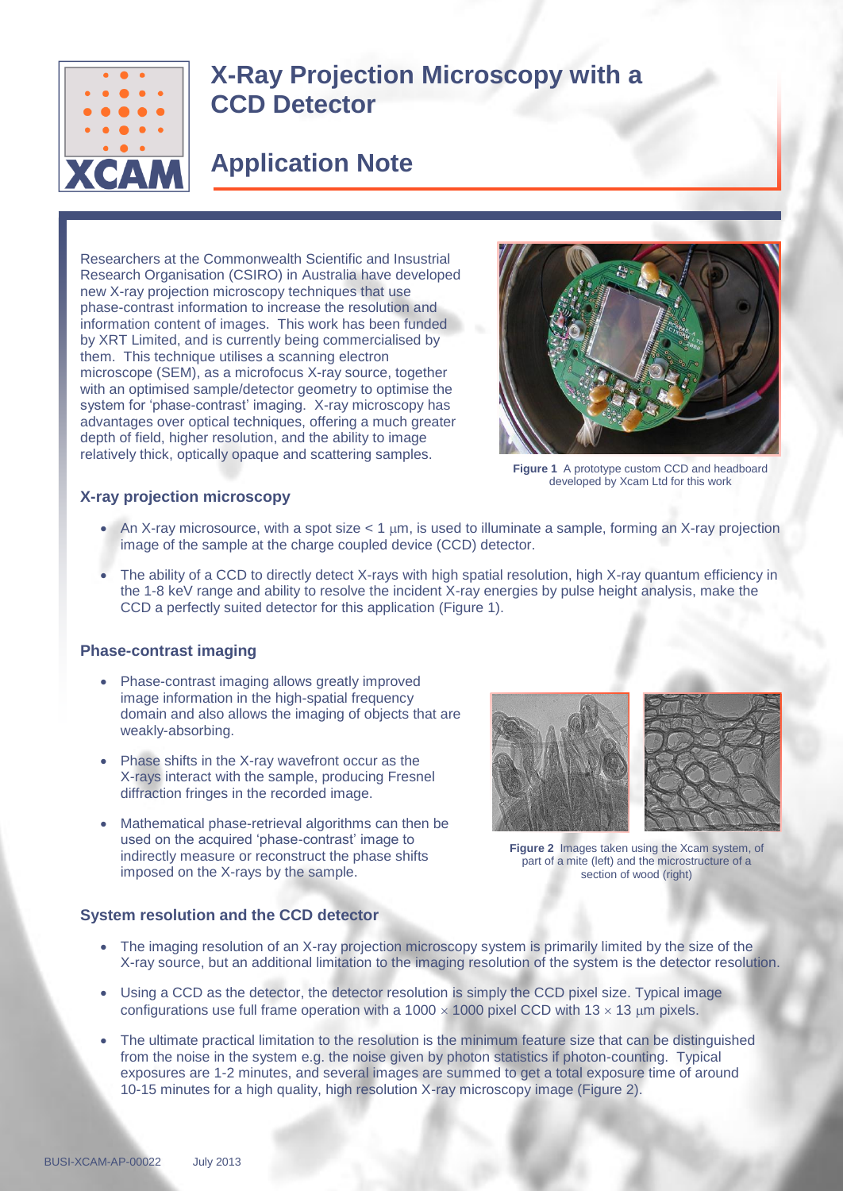# X-Ray Projection Microscopy with a CCD Detector

## Application Note

Researchers at the Commonwealth Scientific and Insustrial Research Organisation (CSIRO) in Australia have developed new X-ray projection microscopy techniques that use phase-contrast information to increase the resolution and information content of images. This work has been funded by XRT Limited, and is currently being commercialised by them. This technique utilises a scanning electron microscope (SEM), as a microfocus X-ray source, together with an optimised sample/detector geometry to optimise the system for 'phase-contrast' imaging. X-ray microscopy has advantages over optical techniques, offering a much greater depth of field, higher resolution, and the ability to image relatively thick, optically opaque and scattering samples.

**Figure 1** A prototype custom CCD and headboard developed by Xcam Ltd for this work

### X-ray projection microscopy

- An X-ray microsource, with a spot size < 1 μm, is used to illuminate a sample, forming an X-ray projection image of the sample at the charge coupled device (CCD) detector.
- The ability of a CCD to directly detect X-rays with high spatial resolution, high X-ray quantum efficiency in the 1-8 keV range and ability to resolve the incident X-ray energies by pulse height analysis, make the CCD a perfectly suited detector for this application (Figure 1).

### Phase-contrast imaging

- Phase-contrast imaging allows greatly improved image information in the high-spatial frequency domain and also allows the imaging of objects that are weakly-absorbing.
- Phase shifts in the X-ray wavefront occur as the X-rays interact with the sample, producing Fresnel diffraction fringes in the recorded image.
- Mathematical phase-retrieval algorithms can then be used on the acquired 'phase-contrast' image to indirectly measure or reconstruct the phase shifts imposed on the X-rays by the sample.

**Figure 2** Images taken using the Xcam system, of part of a mite (left) and the microstructure of a section of wood (right)

### System resolution and the CCD detector

- The imaging resolution of an X-ray projection microscopy system is primarily limited by the size of the X-ray source, but an additional limitation to the imaging resolution of the system is the detector resolution.
- Using a CCD as the detector, the detector resolution is simply the CCD pixel size. Typical image configurations use full frame operation with a 1000 × 1000 pixel CCD with 13 × 13 μm pixels.
- The ultimate practical limitation to the resolution is the minimum feature size that can be distinguished from the noise in the system e.g. the noise given by photon statistics if photon-counting. Typical exposures are 1-2 minutes, and several images are summed to get a total exposure time of around 10-15 minutes for a high quality, high resolution X-ray microscopy image (Figure 2).

BUSI-XCAM-AP-00022 July 2013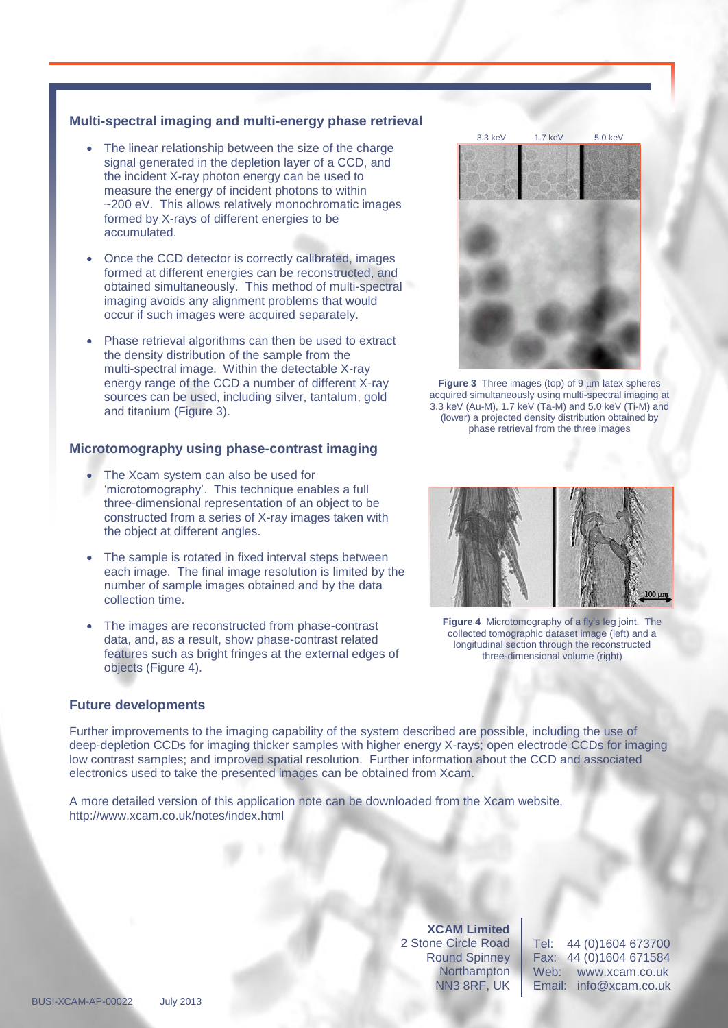## Multi-spectral imaging and multi-energy phase retrieval

- The linear relationship between the size of the charge signal generated in the depletion layer of a CCD, and the incident X-ray photon energy can be used to measure the energy of incident photons to within ~200 eV. This allows relatively monochromatic images formed by X-rays of different energies to be accumulated.
- Once the CCD detector is correctly calibrated, images formed at different energies can be reconstructed, and obtained simultaneously. This method of multi-spectral imaging avoids any alignment problems that would occur if such images were acquired separately.
- Phase retrieval algorithms can then be used to extract the density distribution of the sample from the multi-spectral image. Within the detectable X-ray energy range of the CCD a number of different X-ray sources can be used, including silver, tantalum, gold and titanium (Figure 3).

3.3 keV 1.7 keV 5.0 keV

**Figure 3** Three images (top) of 9 μm latex spheres acquired simultaneously using multi-spectral imaging at 3.3 keV (Au-M), 1.7 keV (Ta-M) and 5.0 keV (Ti-M) and (lower) a projected density distribution obtained by phase retrieval from the three images

## Microtomography using phase-contrast imaging

- The Xcam system can also be used for 'microtomography'. This technique enables a full three-dimensional representation of an object to be constructed from a series of X-ray images taken with the object at different angles.
- The sample is rotated in fixed interval steps between each image. The final image resolution is limited by the number of sample images obtained and by the data collection time.
- The images are reconstructed from phase-contrast data, and, as a result, show phase-contrast related features such as bright fringes at the external edges of objects (Figure 4).

100 μm

**Figure 4** Microtomography of a fly's leg joint. The collected tomographic dataset image (left) and a longitudinal section through the reconstructed three-dimensional volume (right)

## Future developments

Further improvements to the imaging capability of the system described are possible, including the use of deep-depletion CCDs for imaging thicker samples with higher energy X-rays; open electrode CCDs for imaging low contrast samples; and improved spatial resolution. Further information about the CCD and associated electronics used to take the presented images can be obtained from Xcam.

A more detailed version of this application note can be downloaded from the Xcam website, http://www.xcam.co.uk/notes/index.html

**XCAM Limited**
2 Stone Circle Road
Round Spinney
Northampton
NN3 8RF, UK

Tel: 44 (0)1604 673700
Fax: 44 (0)1604 671584
Web: www.xcam.co.uk
Email: info@xcam.co.uk

BUSI-XCAM-AP-00022 July 2013